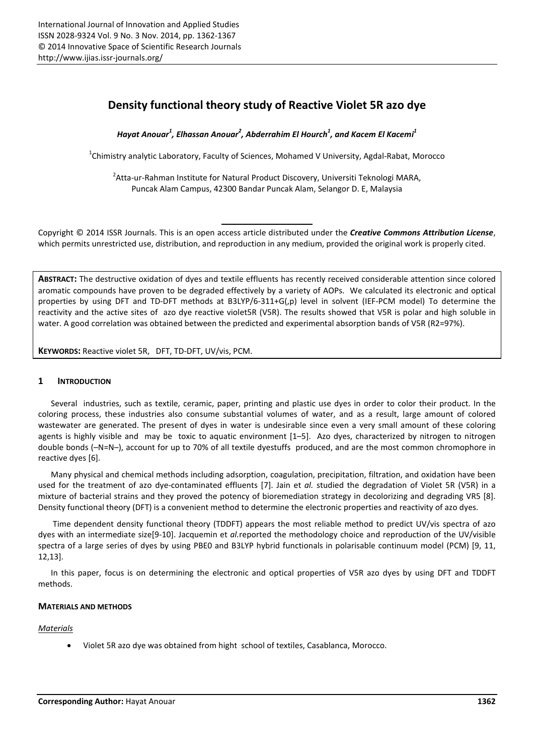# Density functional theory study of Reactive Violet 5R azo dye

*Hayat Anouar[1], Elhassan Anouar[2], Abderrahim El Hourch[1], and Kacem El Kacemi[1]*

[1]Chimistry analytic Laboratory, Faculty of Sciences, Mohamed V University, Agdal-Rabat, Morocco

[2]Atta-ur-Rahman Institute for Natural Product Discovery, Universiti Teknologi MARA, Puncak Alam Campus, 42300 Bandar Puncak Alam, Selangor D. E, Malaysia

Copyright © 2014 ISSR Journals. This is an open access article distributed under the ***Creative Commons Attribution License***, which permits unrestricted use, distribution, and reproduction in any medium, provided the original work is properly cited.

**ABSTRACT:** The destructive oxidation of dyes and textile effluents has recently received considerable attention since colored aromatic compounds have proven to be degraded effectively by a variety of AOPs. We calculated its electronic and optical properties by using DFT and TD-DFT methods at B3LYP/6-311+G(,p) level in solvent (IEF-PCM model) To determine the reactivity and the active sites of azo dye reactive violet5R (V5R). The results showed that V5R is polar and high soluble in water. A good correlation was obtained between the predicted and experimental absorption bands of V5R ($R2=97\%$).

**KEYWORDS:** Reactive violet 5R, DFT, TD-DFT, UV/vis, PCM.

## 1 INTRODUCTION

Several industries, such as textile, ceramic, paper, printing and plastic use dyes in order to color their product. In the coloring process, these industries also consume substantial volumes of water, and as a result, large amount of colored wastewater are generated. The present of dyes in water is undesirable since even a very small amount of these coloring agents is highly visible and may be toxic to aquatic environment [1–5]. Azo dyes, characterized by nitrogen to nitrogen double bonds (–N=N–), account for up to 70% of all textile dyestuffs produced, and are the most common chromophore in reactive dyes [6].

Many physical and chemical methods including adsorption, coagulation, precipitation, filtration, and oxidation have been used for the treatment of azo dye-contaminated effluents [7]. Jain et *al.* studied the degradation of Violet 5R (V5R) in a mixture of bacterial strains and they proved the potency of bioremediation strategy in decolorizing and degrading VR5 [8]. Density functional theory (DFT) is a convenient method to determine the electronic properties and reactivity of azo dyes.

Time dependent density functional theory (TDDFT) appears the most reliable method to predict UV/vis spectra of azo dyes with an intermediate size[9-10]. Jacquemin et *al.*reported the methodology choice and reproduction of the UV/visible spectra of a large series of dyes by using PBE0 and B3LYP hybrid functionals in polarisable continuum model (PCM) [9, 11, 12,13].

In this paper, focus is on determining the electronic and optical properties of V5R azo dyes by using DFT and TDDFT methods.

## MATERIALS AND METHODS

### *Materials*

- Violet 5R azo dye was obtained from hight school of textiles, Casablanca, Morocco.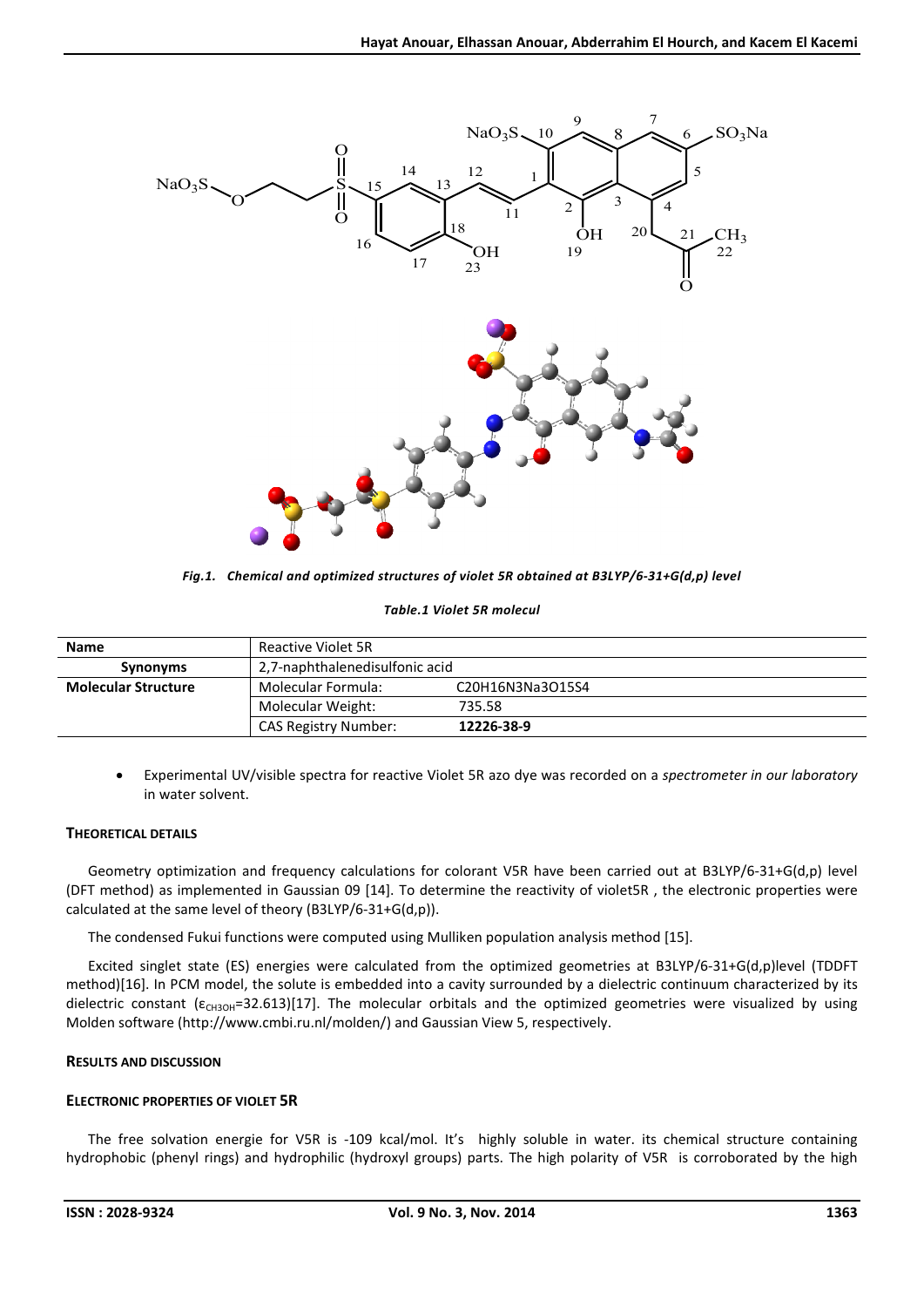*Fig.1. Chemical and optimized structures of violet 5R obtained at B3LYP/6-31+G(d,p) level*

*Table.1 Violet 5R molecul*

| **Name** | Reactive Violet 5R | |
|---|---|---|
| **Synonyms** | 2,7-naphthalenedisulfonic acid | |
| **Molecular Structure** | Molecular Formula: | C20H16N3Na3O15S4 |
| | Molecular Weight: | 735.58 |
| | CAS Registry Number: | **12226-38-9** |

- Experimental UV/visible spectra for reactive Violet 5R azo dye was recorded on a *spectrometer in our laboratory* in water solvent.

## THEORETICAL DETAILS

Geometry optimization and frequency calculations for colorant V5R have been carried out at B3LYP/6-31+G(d,p) level (DFT method) as implemented in Gaussian 09 [14]. To determine the reactivity of violet5R , the electronic properties were calculated at the same level of theory (B3LYP/6-31+G(d,p)).

The condensed Fukui functions were computed using Mulliken population analysis method [15].

Excited singlet state (ES) energies were calculated from the optimized geometries at B3LYP/6-31+G(d,p)level (TDDFT method)[16]. In PCM model, the solute is embedded into a cavity surrounded by a dielectric continuum characterized by its dielectric constant ($\varepsilon_{CH3OH}$=32.613)[17]. The molecular orbitals and the optimized geometries were visualized by using Molden software (http://www.cmbi.ru.nl/molden/) and Gaussian View 5, respectively.

## RESULTS AND DISCUSSION

### ELECTRONIC PROPERTIES OF VIOLET 5R

The free solvation energie for V5R is -109 kcal/mol. It's highly soluble in water. its chemical structure containing hydrophobic (phenyl rings) and hydrophilic (hydroxyl groups) parts. The high polarity of V5R is corroborated by the high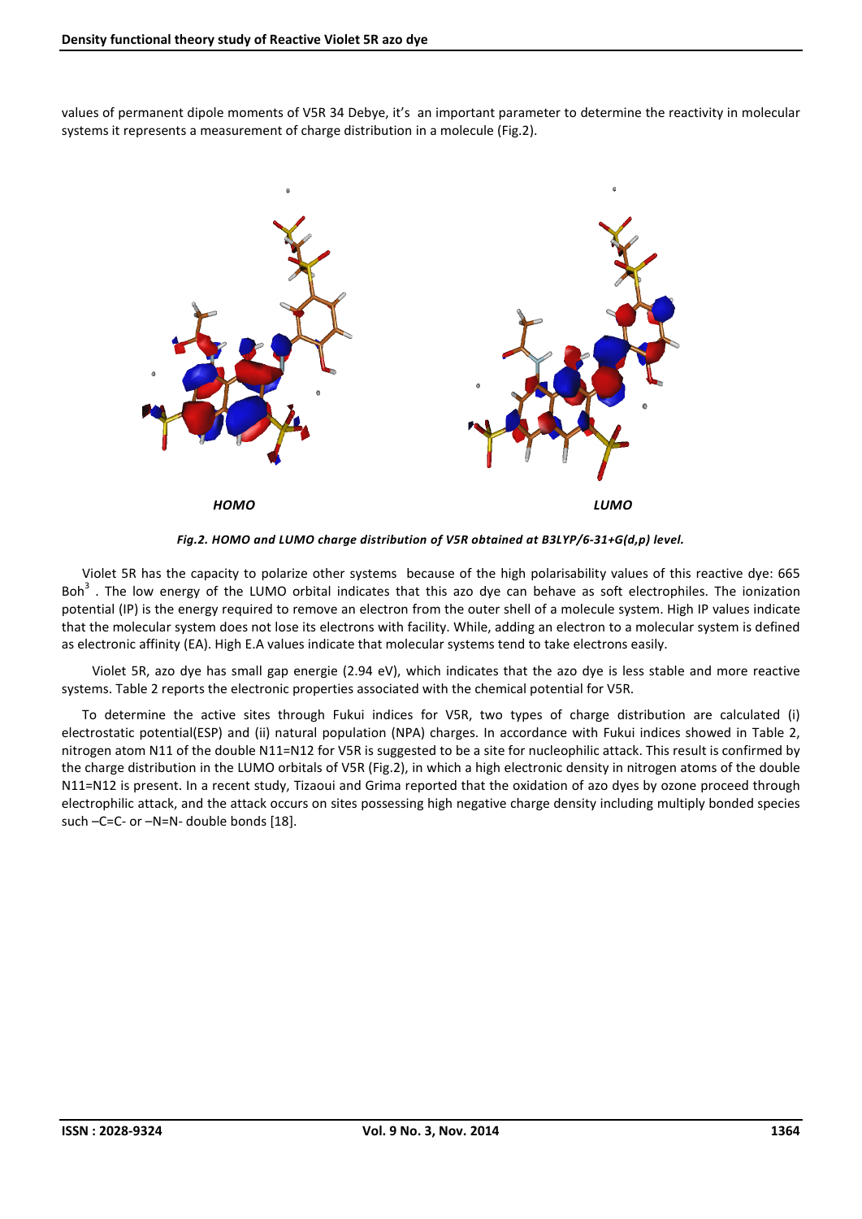values of permanent dipole moments of V5R 34 Debye, it's an important parameter to determine the reactivity in molecular systems it represents a measurement of charge distribution in a molecule (Fig.2).

*HOMO* *LUMO*

***Fig.2. HOMO and LUMO charge distribution of V5R obtained at B3LYP/6-31+G(d,p) level.***

Violet 5R has the capacity to polarize other systems because of the high polarisability values of this reactive dye: 665 $Boh^3$ . The low energy of the LUMO orbital indicates that this azo dye can behave as soft electrophiles. The ionization potential (IP) is the energy required to remove an electron from the outer shell of a molecule system. High IP values indicate that the molecular system does not lose its electrons with facility. While, adding an electron to a molecular system is defined as electronic affinity (EA). High E.A values indicate that molecular systems tend to take electrons easily.

Violet 5R, azo dye has small gap energie (2.94 eV), which indicates that the azo dye is less stable and more reactive systems. Table 2 reports the electronic properties associated with the chemical potential for V5R.

To determine the active sites through Fukui indices for V5R, two types of charge distribution are calculated (i) electrostatic potential(ESP) and (ii) natural population (NPA) charges. In accordance with Fukui indices showed in Table 2, nitrogen atom N11 of the double N11=N12 for V5R is suggested to be a site for nucleophilic attack. This result is confirmed by the charge distribution in the LUMO orbitals of V5R (Fig.2), in which a high electronic density in nitrogen atoms of the double N11=N12 is present. In a recent study, Tizaoui and Grima reported that the oxidation of azo dyes by ozone proceed through electrophilic attack, and the attack occurs on sites possessing high negative charge density including multiply bonded species such –C=C- or –N=N- double bonds [18].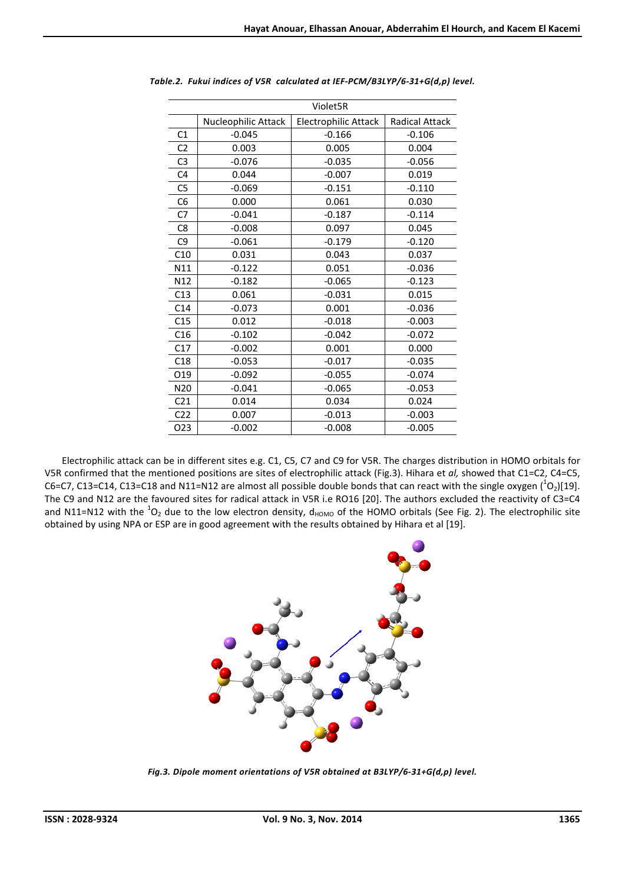*Table.2. Fukui indices of V5R calculated at IEF-PCM/B3LYP/6-31+G(d,p) level.*

| | Violet5R | | |
|---|---|---|---|
| | Nucleophilic Attack | Electrophilic Attack | Radical Attack |
| C1 | -0.045 | -0.166 | -0.106 |
| C2 | 0.003 | 0.005 | 0.004 |
| C3 | -0.076 | -0.035 | -0.056 |
| C4 | 0.044 | -0.007 | 0.019 |
| C5 | -0.069 | -0.151 | -0.110 |
| C6 | 0.000 | 0.061 | 0.030 |
| C7 | -0.041 | -0.187 | -0.114 |
| C8 | -0.008 | 0.097 | 0.045 |
| C9 | -0.061 | -0.179 | -0.120 |
| C10 | 0.031 | 0.043 | 0.037 |
| N11 | -0.122 | 0.051 | -0.036 |
| N12 | -0.182 | -0.065 | -0.123 |
| C13 | 0.061 | -0.031 | 0.015 |
| C14 | -0.073 | 0.001 | -0.036 |
| C15 | 0.012 | -0.018 | -0.003 |
| C16 | -0.102 | -0.042 | -0.072 |
| C17 | -0.002 | 0.001 | 0.000 |
| C18 | -0.053 | -0.017 | -0.035 |
| O19 | -0.092 | -0.055 | -0.074 |
| N20 | -0.041 | -0.065 | -0.053 |
| C21 | 0.014 | 0.034 | 0.024 |
| C22 | 0.007 | -0.013 | -0.003 |
| O23 | -0.002 | -0.008 | -0.005 |

Electrophilic attack can be in different sites e.g. C1, C5, C7 and C9 for V5R. The charges distribution in HOMO orbitals for V5R confirmed that the mentioned positions are sites of electrophilic attack (Fig.3). Hihara et *al,* showed that C1=C2, C4=C5, C6=C7, C13=C14, C13=C18 and N11=N12 are almost all possible double bonds that can react with the single oxygen ($^1O_2$)[19]. The C9 and N12 are the favoured sites for radical attack in V5R i.e RO16 [20]. The authors excluded the reactivity of C3=C4 and N11=N12 with the $^1O_2$ due to the low electron density, $d_{HOMO}$ of the HOMO orbitals (See Fig. 2). The electrophilic site obtained by using NPA or ESP are in good agreement with the results obtained by Hihara et al [19].

*Fig.3. Dipole moment orientations of V5R obtained at B3LYP/6-31+G(d,p) level.*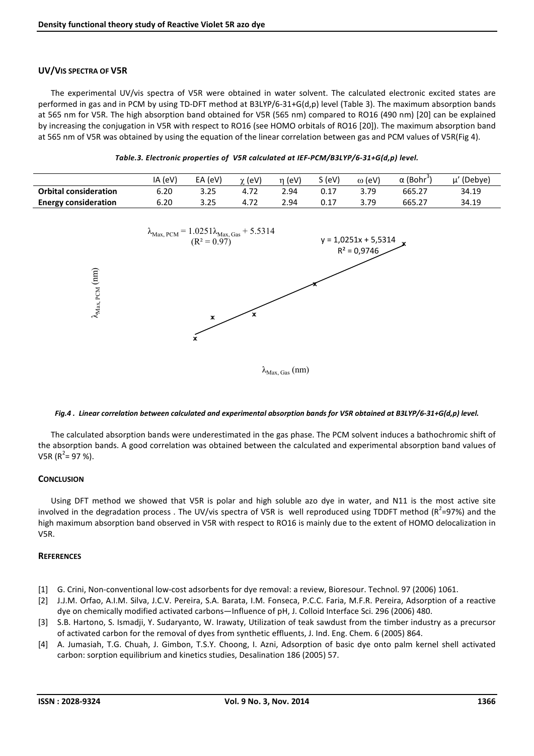## UV/VIS SPECTRA OF V5R

The experimental UV/vis spectra of V5R were obtained in water solvent. The calculated electronic excited states are performed in gas and in PCM by using TD-DFT method at B3LYP/6-31+G(d,p) level (Table 3). The maximum absorption bands at 565 nm for V5R. The high absorption band obtained for V5R (565 nm) compared to RO16 (490 nm) [20] can be explained by increasing the conjugation in V5R with respect to RO16 (see HOMO orbitals of RO16 [20]). The maximum absorption band at 565 nm of V5R was obtained by using the equation of the linear correlation between gas and PCM values of V5R(Fig 4).

*Table.3. Electronic properties of V5R calculated at IEF-PCM/B3LYP/6-31+G(d,p) level.*

| | IA (eV) | EA (eV) | $\chi$ (eV) | $\eta$ (eV) | S (eV) | $\omega$ (eV) | $\alpha$ (Bohr$^3$) | $\mu'$ (Debye) |
|---|---|---|---|---|---|---|---|---|
| **Orbital consideration** | 6.20 | 3.25 | 4.72 | 2.94 | 0.17 | 3.79 | 665.27 | 34.19 |
| **Energy consideration** | 6.20 | 3.25 | 4.72 | 2.94 | 0.17 | 3.79 | 665.27 | 34.19 |

$$\lambda_{Max,\,PCM} = 1.0251\lambda_{Max,\,Gas} + 5.5314 \quad (R^2 = 0.97)$$

*Fig.4 . Linear correlation between calculated and experimental absorption bands for V5R obtained at B3LYP/6-31+G(d,p) level.*

The calculated absorption bands were underestimated in the gas phase. The PCM solvent induces a bathochromic shift of the absorption bands. A good correlation was obtained between the calculated and experimental absorption band values of V5R ($R^2$= 97 %).

## CONCLUSION

Using DFT method we showed that V5R is polar and high soluble azo dye in water, and N11 is the most active site involved in the degradation process . The UV/vis spectra of V5R is well reproduced using TDDFT method ($R^2$=97%) and the high maximum absorption band observed in V5R with respect to RO16 is mainly due to the extent of HOMO delocalization in V5R.

## REFERENCES

[1] G. Crini, Non-conventional low-cost adsorbents for dye removal: a review, Bioresour. Technol. 97 (2006) 1061.

[2] J.J.M. Orfao, A.I.M. Silva, J.C.V. Pereira, S.A. Barata, I.M. Fonseca, P.C.C. Faria, M.F.R. Pereira, Adsorption of a reactive dye on chemically modified activated carbons—Influence of pH, J. Colloid Interface Sci. 296 (2006) 480.

[3] S.B. Hartono, S. Ismadji, Y. Sudaryanto, W. Irawaty, Utilization of teak sawdust from the timber industry as a precursor of activated carbon for the removal of dyes from synthetic effluents, J. Ind. Eng. Chem. 6 (2005) 864.

[4] A. Jumasiah, T.G. Chuah, J. Gimbon, T.S.Y. Choong, I. Azni, Adsorption of basic dye onto palm kernel shell activated carbon: sorption equilibrium and kinetics studies, Desalination 186 (2005) 57.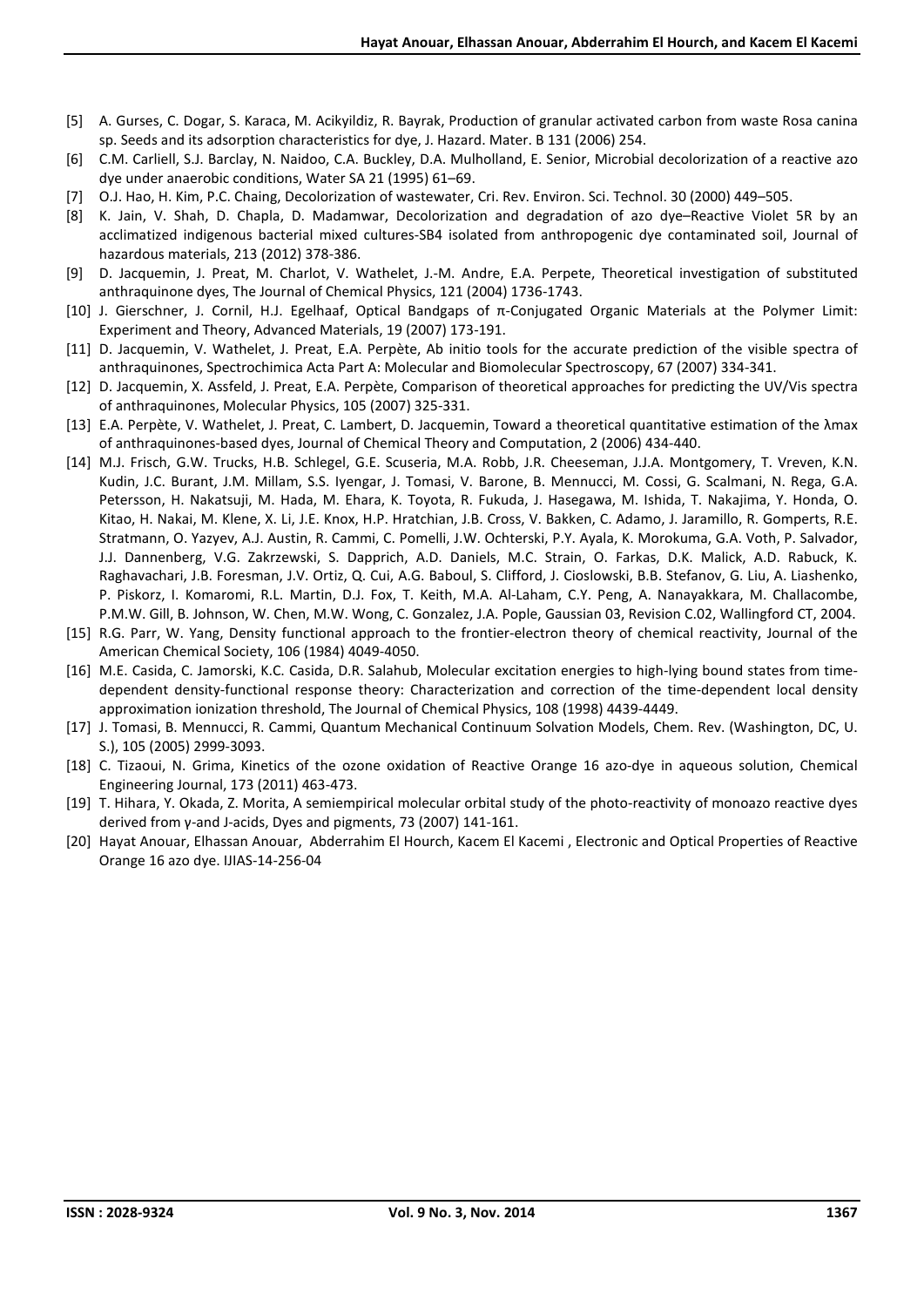[5] A. Gurses, C. Dogar, S. Karaca, M. Acikyildiz, R. Bayrak, Production of granular activated carbon from waste Rosa canina sp. Seeds and its adsorption characteristics for dye, J. Hazard. Mater. B 131 (2006) 254.

[6] C.M. Carliell, S.J. Barclay, N. Naidoo, C.A. Buckley, D.A. Mulholland, E. Senior, Microbial decolorization of a reactive azo dye under anaerobic conditions, Water SA 21 (1995) 61–69.

[7] O.J. Hao, H. Kim, P.C. Chaing, Decolorization of wastewater, Cri. Rev. Environ. Sci. Technol. 30 (2000) 449–505.

[8] K. Jain, V. Shah, D. Chapla, D. Madamwar, Decolorization and degradation of azo dye–Reactive Violet 5R by an acclimatized indigenous bacterial mixed cultures-SB4 isolated from anthropogenic dye contaminated soil, Journal of hazardous materials, 213 (2012) 378-386.

[9] D. Jacquemin, J. Preat, M. Charlot, V. Wathelet, J.-M. Andre, E.A. Perpete, Theoretical investigation of substituted anthraquinone dyes, The Journal of Chemical Physics, 121 (2004) 1736-1743.

[10] J. Gierschner, J. Cornil, H.J. Egelhaaf, Optical Bandgaps of π-Conjugated Organic Materials at the Polymer Limit: Experiment and Theory, Advanced Materials, 19 (2007) 173-191.

[11] D. Jacquemin, V. Wathelet, J. Preat, E.A. Perpète, Ab initio tools for the accurate prediction of the visible spectra of anthraquinones, Spectrochimica Acta Part A: Molecular and Biomolecular Spectroscopy, 67 (2007) 334-341.

[12] D. Jacquemin, X. Assfeld, J. Preat, E.A. Perpète, Comparison of theoretical approaches for predicting the UV/Vis spectra of anthraquinones, Molecular Physics, 105 (2007) 325-331.

[13] E.A. Perpète, V. Wathelet, J. Preat, C. Lambert, D. Jacquemin, Toward a theoretical quantitative estimation of the λmax of anthraquinones-based dyes, Journal of Chemical Theory and Computation, 2 (2006) 434-440.

[14] M.J. Frisch, G.W. Trucks, H.B. Schlegel, G.E. Scuseria, M.A. Robb, J.R. Cheeseman, J.J.A. Montgomery, T. Vreven, K.N. Kudin, J.C. Burant, J.M. Millam, S.S. Iyengar, J. Tomasi, V. Barone, B. Mennucci, M. Cossi, G. Scalmani, N. Rega, G.A. Petersson, H. Nakatsuji, M. Hada, M. Ehara, K. Toyota, R. Fukuda, J. Hasegawa, M. Ishida, T. Nakajima, Y. Honda, O. Kitao, H. Nakai, M. Klene, X. Li, J.E. Knox, H.P. Hratchian, J.B. Cross, V. Bakken, C. Adamo, J. Jaramillo, R. Gomperts, R.E. Stratmann, O. Yazyev, A.J. Austin, R. Cammi, C. Pomelli, J.W. Ochterski, P.Y. Ayala, K. Morokuma, G.A. Voth, P. Salvador, J.J. Dannenberg, V.G. Zakrzewski, S. Dapprich, A.D. Daniels, M.C. Strain, O. Farkas, D.K. Malick, A.D. Rabuck, K. Raghavachari, J.B. Foresman, J.V. Ortiz, Q. Cui, A.G. Baboul, S. Clifford, J. Cioslowski, B.B. Stefanov, G. Liu, A. Liashenko, P. Piskorz, I. Komaromi, R.L. Martin, D.J. Fox, T. Keith, M.A. Al-Laham, C.Y. Peng, A. Nanayakkara, M. Challacombe, P.M.W. Gill, B. Johnson, W. Chen, M.W. Wong, C. Gonzalez, J.A. Pople, Gaussian 03, Revision C.02, Wallingford CT, 2004.

[15] R.G. Parr, W. Yang, Density functional approach to the frontier-electron theory of chemical reactivity, Journal of the American Chemical Society, 106 (1984) 4049-4050.

[16] M.E. Casida, C. Jamorski, K.C. Casida, D.R. Salahub, Molecular excitation energies to high-lying bound states from time-dependent density-functional response theory: Characterization and correction of the time-dependent local density approximation ionization threshold, The Journal of Chemical Physics, 108 (1998) 4439-4449.

[17] J. Tomasi, B. Mennucci, R. Cammi, Quantum Mechanical Continuum Solvation Models, Chem. Rev. (Washington, DC, U. S.), 105 (2005) 2999-3093.

[18] C. Tizaoui, N. Grima, Kinetics of the ozone oxidation of Reactive Orange 16 azo-dye in aqueous solution, Chemical Engineering Journal, 173 (2011) 463-473.

[19] T. Hihara, Y. Okada, Z. Morita, A semiempirical molecular orbital study of the photo-reactivity of monoazo reactive dyes derived from γ-and J-acids, Dyes and pigments, 73 (2007) 141-161.

[20] Hayat Anouar, Elhassan Anouar, Abderrahim El Hourch, Kacem El Kacemi , Electronic and Optical Properties of Reactive Orange 16 azo dye. IJIAS-14-256-04